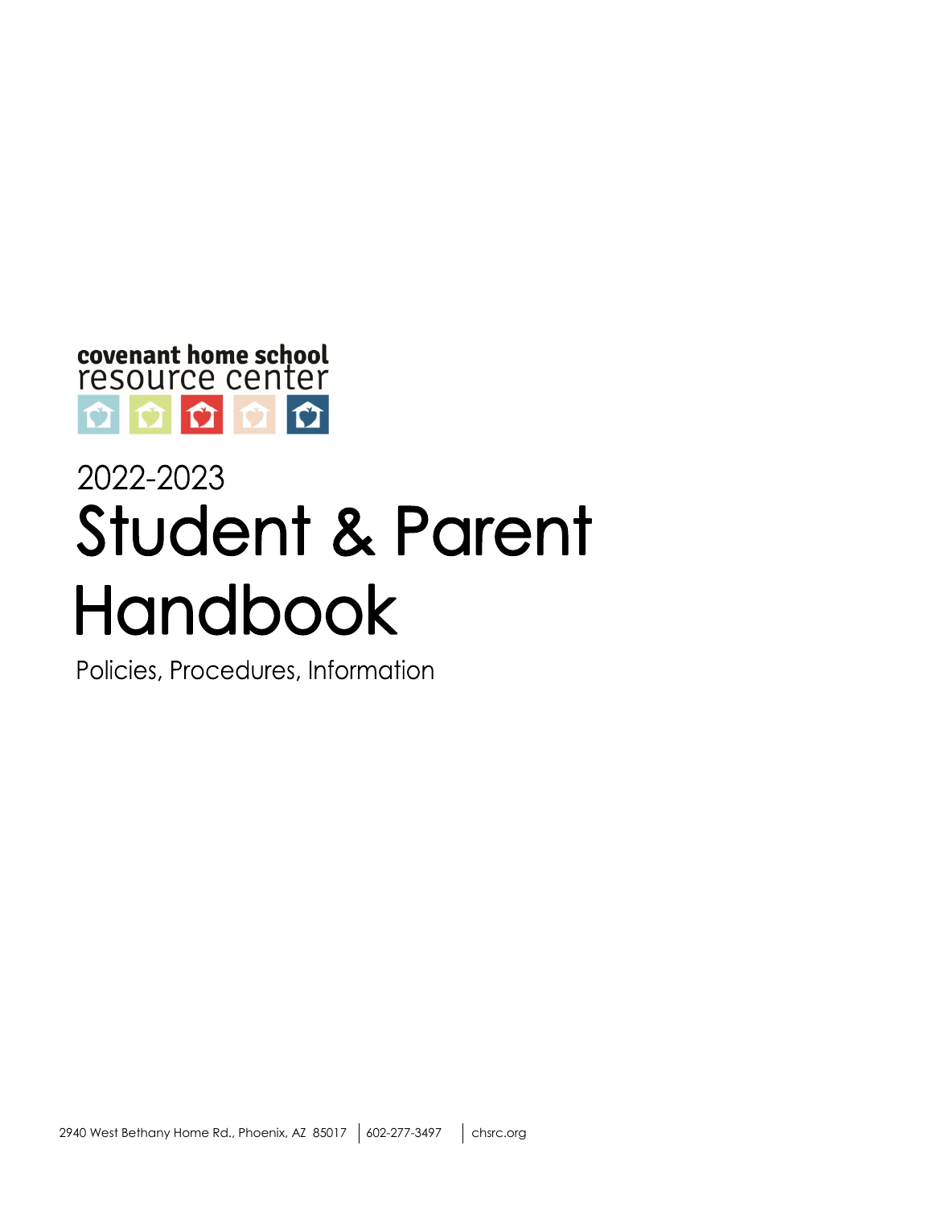covenant home school
resource center

2022-2023

# Student & Parent Handbook

Policies, Procedures, Information

2940 West Bethany Home Rd., Phoenix, AZ 85017 | 602-277-3497 | chsrc.org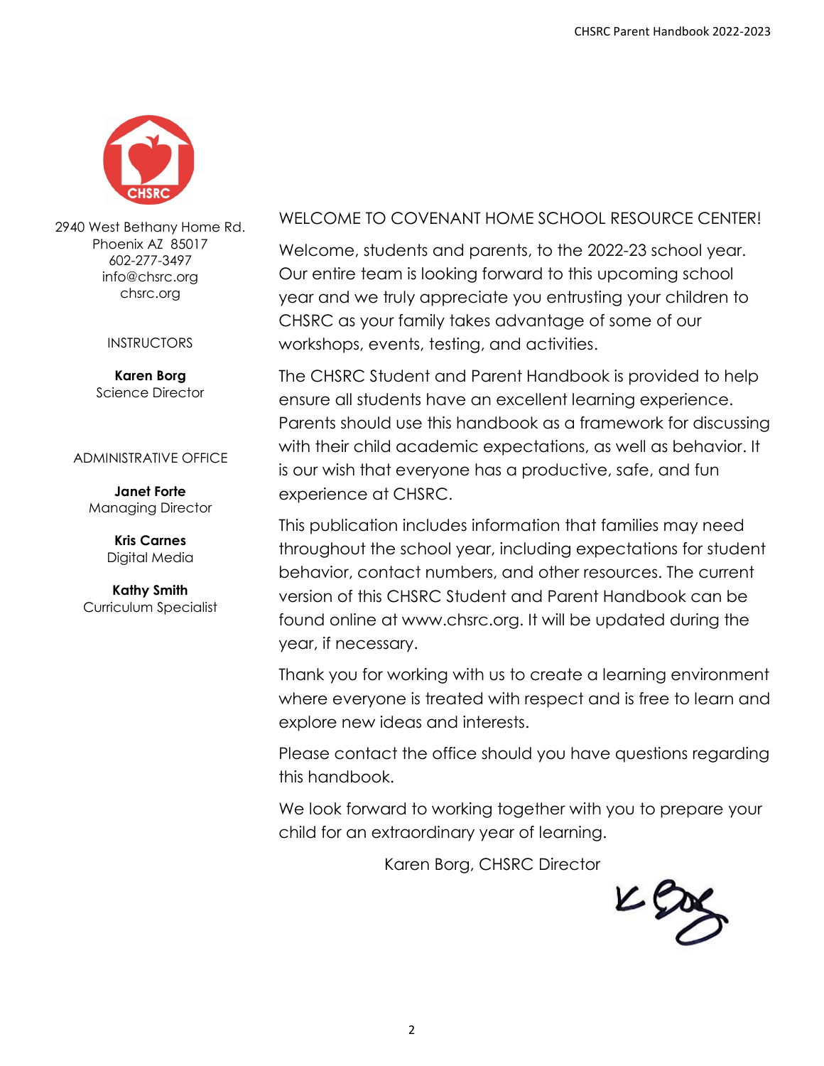2940 West Bethany Home Rd.
Phoenix AZ 85017
602-277-3497
info@chsrc.org
chsrc.org

INSTRUCTORS

**Karen Borg**
Science Director

ADMINISTRATIVE OFFICE

**Janet Forte**
Managing Director

**Kris Carnes**
Digital Media

**Kathy Smith**
Curriculum Specialist

## WELCOME TO COVENANT HOME SCHOOL RESOURCE CENTER!

Welcome, students and parents, to the 2022-23 school year. Our entire team is looking forward to this upcoming school year and we truly appreciate you entrusting your children to CHSRC as your family takes advantage of some of our workshops, events, testing, and activities.

The CHSRC Student and Parent Handbook is provided to help ensure all students have an excellent learning experience. Parents should use this handbook as a framework for discussing with their child academic expectations, as well as behavior. It is our wish that everyone has a productive, safe, and fun experience at CHSRC.

This publication includes information that families may need throughout the school year, including expectations for student behavior, contact numbers, and other resources. The current version of this CHSRC Student and Parent Handbook can be found online at www.chsrc.org. It will be updated during the year, if necessary.

Thank you for working with us to create a learning environment where everyone is treated with respect and is free to learn and explore new ideas and interests.

Please contact the office should you have questions regarding this handbook.

We look forward to working together with you to prepare your child for an extraordinary year of learning.

Karen Borg, CHSRC Director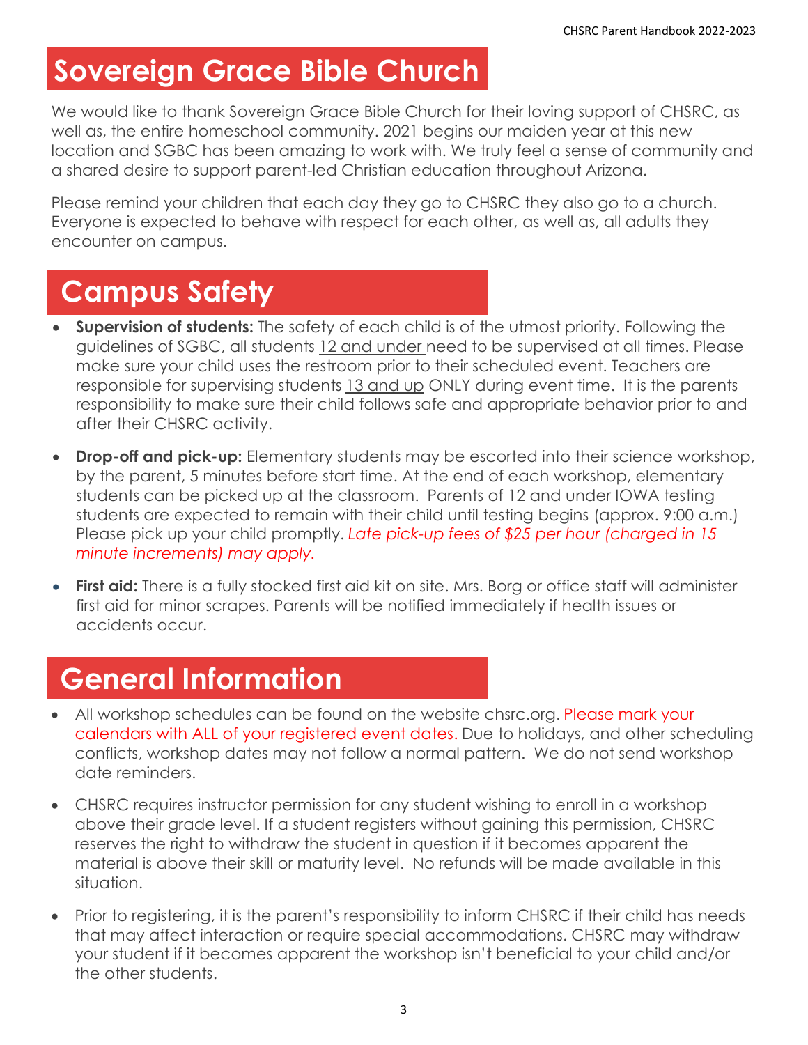# Sovereign Grace Bible Church

We would like to thank Sovereign Grace Bible Church for their loving support of CHSRC, as well as, the entire homeschool community. 2021 begins our maiden year at this new location and SGBC has been amazing to work with. We truly feel a sense of community and a shared desire to support parent-led Christian education throughout Arizona.

Please remind your children that each day they go to CHSRC they also go to a church. Everyone is expected to behave with respect for each other, as well as, all adults they encounter on campus.

# Campus Safety

- **Supervision of students:** The safety of each child is of the utmost priority. Following the guidelines of SGBC, all students 12 and under need to be supervised at all times. Please make sure your child uses the restroom prior to their scheduled event. Teachers are responsible for supervising students 13 and up ONLY during event time. It is the parents responsibility to make sure their child follows safe and appropriate behavior prior to and after their CHSRC activity.
- **Drop-off and pick-up:** Elementary students may be escorted into their science workshop, by the parent, 5 minutes before start time. At the end of each workshop, elementary students can be picked up at the classroom. Parents of 12 and under IOWA testing students are expected to remain with their child until testing begins (approx. 9:00 a.m.) Please pick up your child promptly. *Late pick-up fees of $25 per hour (charged in 15 minute increments) may apply.*
- **First aid:** There is a fully stocked first aid kit on site. Mrs. Borg or office staff will administer first aid for minor scrapes. Parents will be notified immediately if health issues or accidents occur.

# General Information

- All workshop schedules can be found on the website chsrc.org. Please mark your calendars with ALL of your registered event dates. Due to holidays, and other scheduling conflicts, workshop dates may not follow a normal pattern. We do not send workshop date reminders.
- CHSRC requires instructor permission for any student wishing to enroll in a workshop above their grade level. If a student registers without gaining this permission, CHSRC reserves the right to withdraw the student in question if it becomes apparent the material is above their skill or maturity level. No refunds will be made available in this situation.
- Prior to registering, it is the parent's responsibility to inform CHSRC if their child has needs that may affect interaction or require special accommodations. CHSRC may withdraw your student if it becomes apparent the workshop isn't beneficial to your child and/or the other students.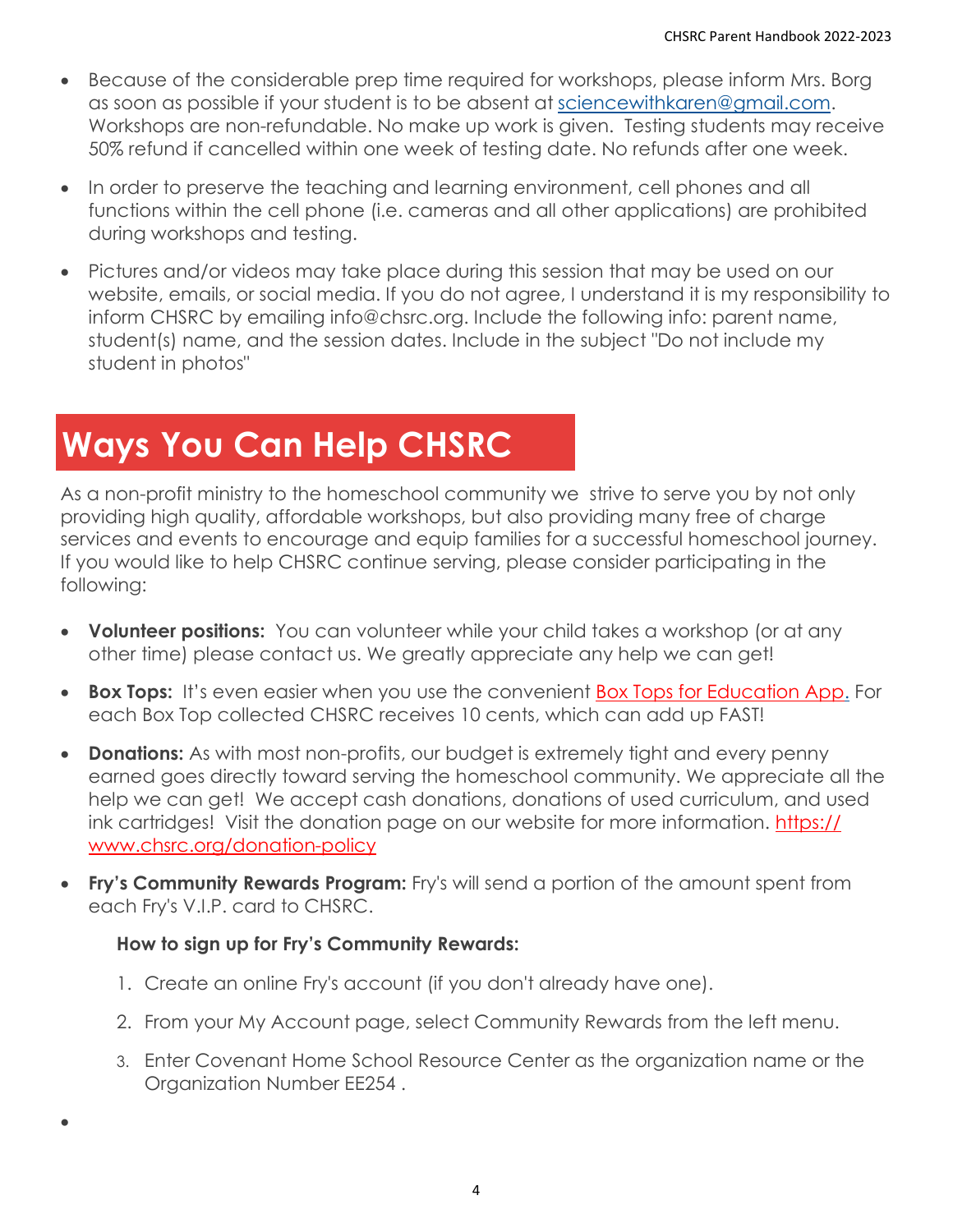- Because of the considerable prep time required for workshops, please inform Mrs. Borg as soon as possible if your student is to be absent at [sciencewithkaren@gmail.com](mailto:sciencewithkaren@gmail.com). Workshops are non-refundable. No make up work is given. Testing students may receive 50% refund if cancelled within one week of testing date. No refunds after one week.
- In order to preserve the teaching and learning environment, cell phones and all functions within the cell phone (i.e. cameras and all other applications) are prohibited during workshops and testing.
- Pictures and/or videos may take place during this session that may be used on our website, emails, or social media. If you do not agree, I understand it is my responsibility to inform CHSRC by emailing info@chsrc.org. Include the following info: parent name, student(s) name, and the session dates. Include in the subject "Do not include my student in photos"

# Ways You Can Help CHSRC

As a non-profit ministry to the homeschool community we strive to serve you by not only providing high quality, affordable workshops, but also providing many free of charge services and events to encourage and equip families for a successful homeschool journey. If you would like to help CHSRC continue serving, please consider participating in the following:

- **Volunteer positions:** You can volunteer while your child takes a workshop (or at any other time) please contact us. We greatly appreciate any help we can get!
- **Box Tops:** It's even easier when you use the convenient Box Tops for Education App. For each Box Top collected CHSRC receives 10 cents, which can add up FAST!
- **Donations:** As with most non-profits, our budget is extremely tight and every penny earned goes directly toward serving the homeschool community. We appreciate all the help we can get! We accept cash donations, donations of used curriculum, and used ink cartridges! Visit the donation page on our website for more information. https://www.chsrc.org/donation-policy
- **Fry's Community Rewards Program:** Fry's will send a portion of the amount spent from each Fry's V.I.P. card to CHSRC.

  **How to sign up for Fry's Community Rewards:**

  1. Create an online Fry's account (if you don't already have one).
  2. From your My Account page, select Community Rewards from the left menu.
  3. Enter Covenant Home School Resource Center as the organization name or the Organization Number EE254 .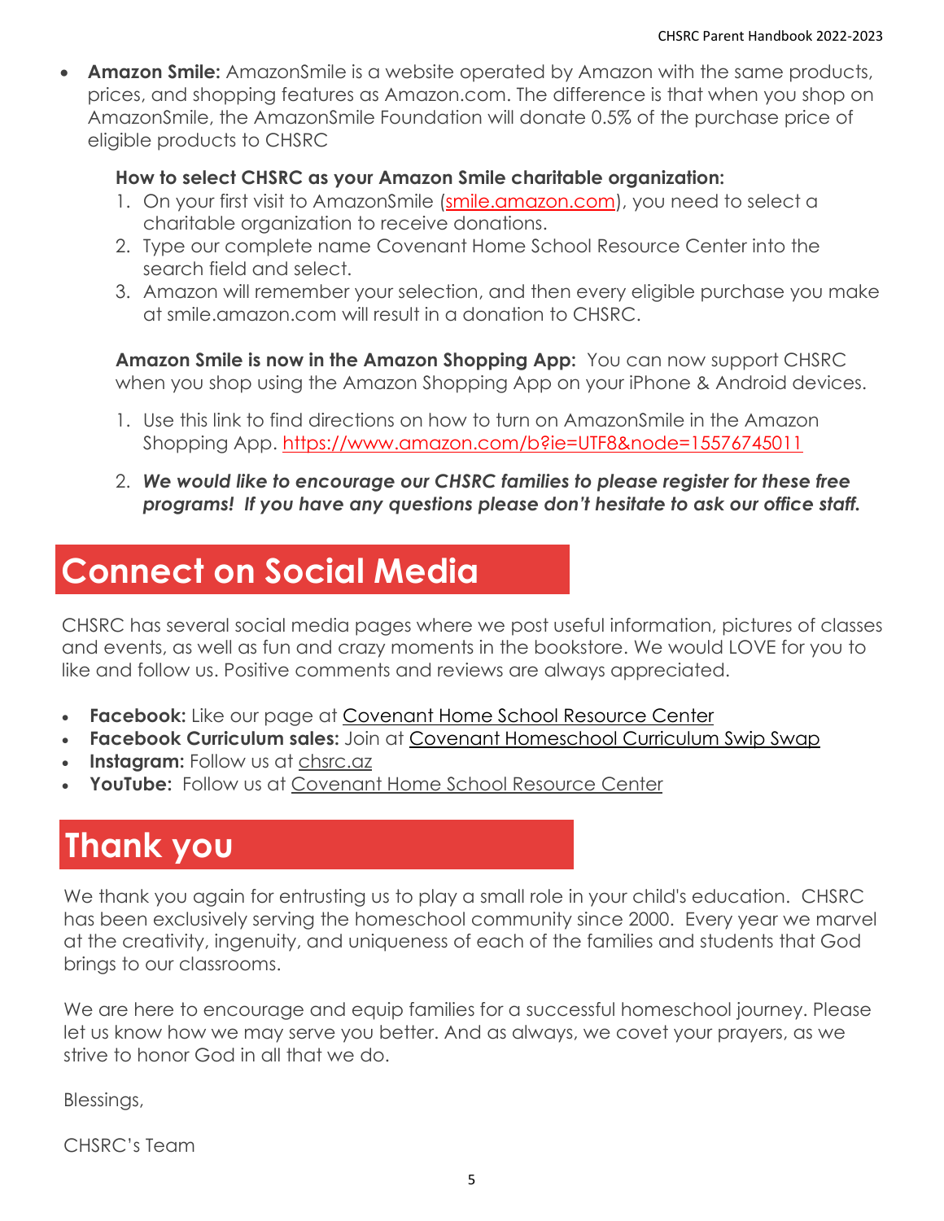- **Amazon Smile:** AmazonSmile is a website operated by Amazon with the same products, prices, and shopping features as Amazon.com. The difference is that when you shop on AmazonSmile, the AmazonSmile Foundation will donate 0.5% of the purchase price of eligible products to CHSRC

**How to select CHSRC as your Amazon Smile charitable organization:**

1. On your first visit to AmazonSmile (smile.amazon.com), you need to select a charitable organization to receive donations.
2. Type our complete name Covenant Home School Resource Center into the search field and select.
3. Amazon will remember your selection, and then every eligible purchase you make at smile.amazon.com will result in a donation to CHSRC.

**Amazon Smile is now in the Amazon Shopping App:** You can now support CHSRC when you shop using the Amazon Shopping App on your iPhone & Android devices.

1. Use this link to find directions on how to turn on AmazonSmile in the Amazon Shopping App. https://www.amazon.com/b?ie=UTF8&node=15576745011
2. ***We would like to encourage our CHSRC families to please register for these free programs! If you have any questions please don't hesitate to ask our office staff.***

# Connect on Social Media

CHSRC has several social media pages where we post useful information, pictures of classes and events, as well as fun and crazy moments in the bookstore. We would LOVE for you to like and follow us. Positive comments and reviews are always appreciated.

- **Facebook:** Like our page at Covenant Home School Resource Center
- **Facebook Curriculum sales:** Join at Covenant Homeschool Curriculum Swip Swap
- **Instagram:** Follow us at chsrc.az
- **YouTube:** Follow us at Covenant Home School Resource Center

# Thank you

We thank you again for entrusting us to play a small role in your child's education. CHSRC has been exclusively serving the homeschool community since 2000. Every year we marvel at the creativity, ingenuity, and uniqueness of each of the families and students that God brings to our classrooms.

We are here to encourage and equip families for a successful homeschool journey. Please let us know how we may serve you better. And as always, we covet your prayers, as we strive to honor God in all that we do.

Blessings,

CHSRC's Team